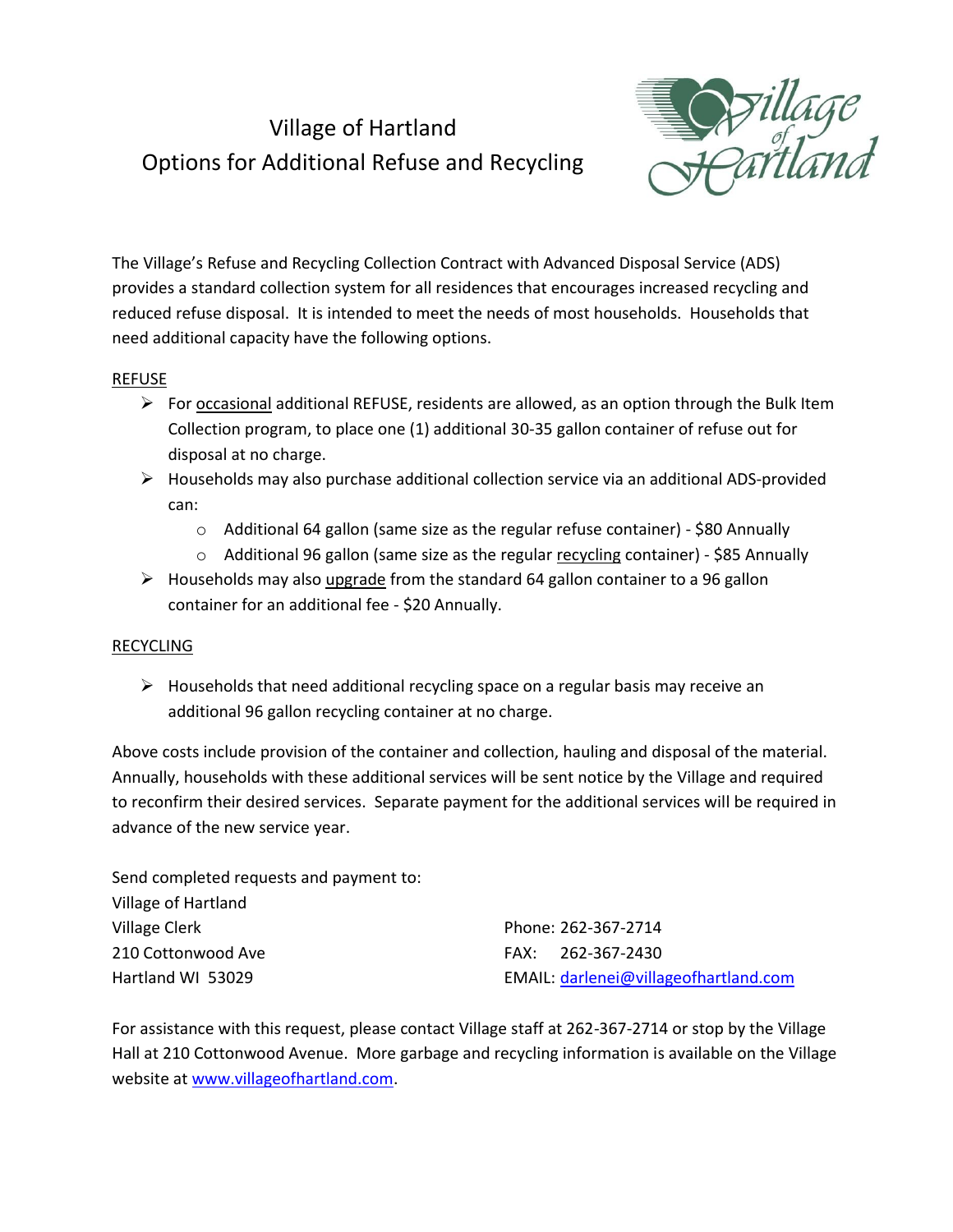# Village of Hartland
## Options for Additional Refuse and Recycling

The Village's Refuse and Recycling Collection Contract with Advanced Disposal Service (ADS) provides a standard collection system for all residences that encourages increased recycling and reduced refuse disposal. It is intended to meet the needs of most households. Households that need additional capacity have the following options.

REFUSE

- For occasional additional REFUSE, residents are allowed, as an option through the Bulk Item Collection program, to place one (1) additional 30-35 gallon container of refuse out for disposal at no charge.
- Households may also purchase additional collection service via an additional ADS-provided can:
  - Additional 64 gallon (same size as the regular refuse container) - $80 Annually
  - Additional 96 gallon (same size as the regular recycling container) - $85 Annually
- Households may also upgrade from the standard 64 gallon container to a 96 gallon container for an additional fee - $20 Annually.

RECYCLING

- Households that need additional recycling space on a regular basis may receive an additional 96 gallon recycling container at no charge.

Above costs include provision of the container and collection, hauling and disposal of the material. Annually, households with these additional services will be sent notice by the Village and required to reconfirm their desired services. Separate payment for the additional services will be required in advance of the new service year.

Send completed requests and payment to:
Village of Hartland
Village Clerk
210 Cottonwood Ave
Hartland WI 53029

Phone: 262-367-2714
FAX: 262-367-2430
EMAIL: darlenei@villageofhartland.com

For assistance with this request, please contact Village staff at 262-367-2714 or stop by the Village Hall at 210 Cottonwood Avenue. More garbage and recycling information is available on the Village website at www.villageofhartland.com.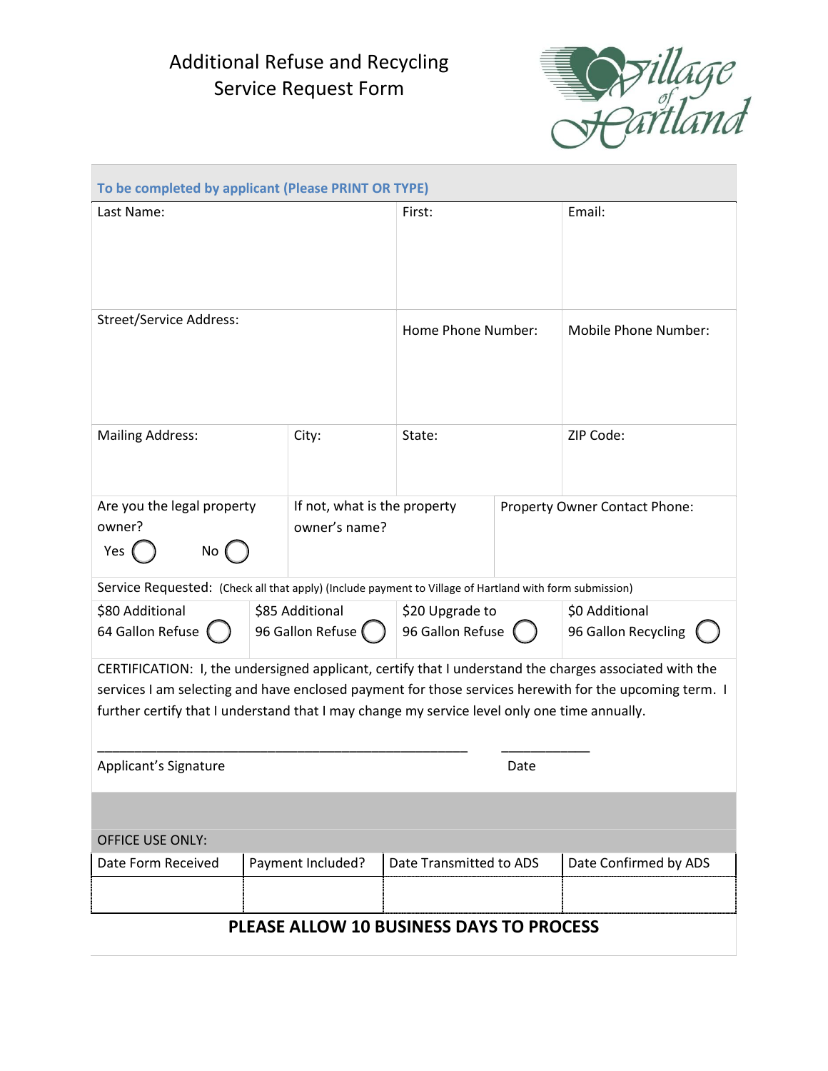# Additional Refuse and Recycling Service Request Form

Village of Hartland

**To be completed by applicant (Please PRINT OR TYPE)**

| | | | |
|---|---|---|---|
| Last Name: | | First: | Email: |
| Street/Service Address: | | Home Phone Number: | Mobile Phone Number: |
| Mailing Address: | City: | State: | ZIP Code: |
| Are you the legal property owner? Yes ◯ No ◯ | If not, what is the property owner's name? | Property Owner Contact Phone: | |

Service Requested: (Check all that apply) (Include payment to Village of Hartland with form submission)

| | | | |
|---|---|---|---|
| $80 Additional 64 Gallon Refuse ◯ | $85 Additional 96 Gallon Refuse ◯ | $20 Upgrade to 96 Gallon Refuse ◯ | $0 Additional 96 Gallon Recycling ◯ |

CERTIFICATION: I, the undersigned applicant, certify that I understand the charges associated with the services I am selecting and have enclosed payment for those services herewith for the upcoming term. I further certify that I understand that I may change my service level only one time annually.

_______________________________________________ ____________

Applicant's Signature Date

OFFICE USE ONLY:

| Date Form Received | Payment Included? | Date Transmitted to ADS | Date Confirmed by ADS |
|---|---|---|---|
| | | | |

**PLEASE ALLOW 10 BUSINESS DAYS TO PROCESS**